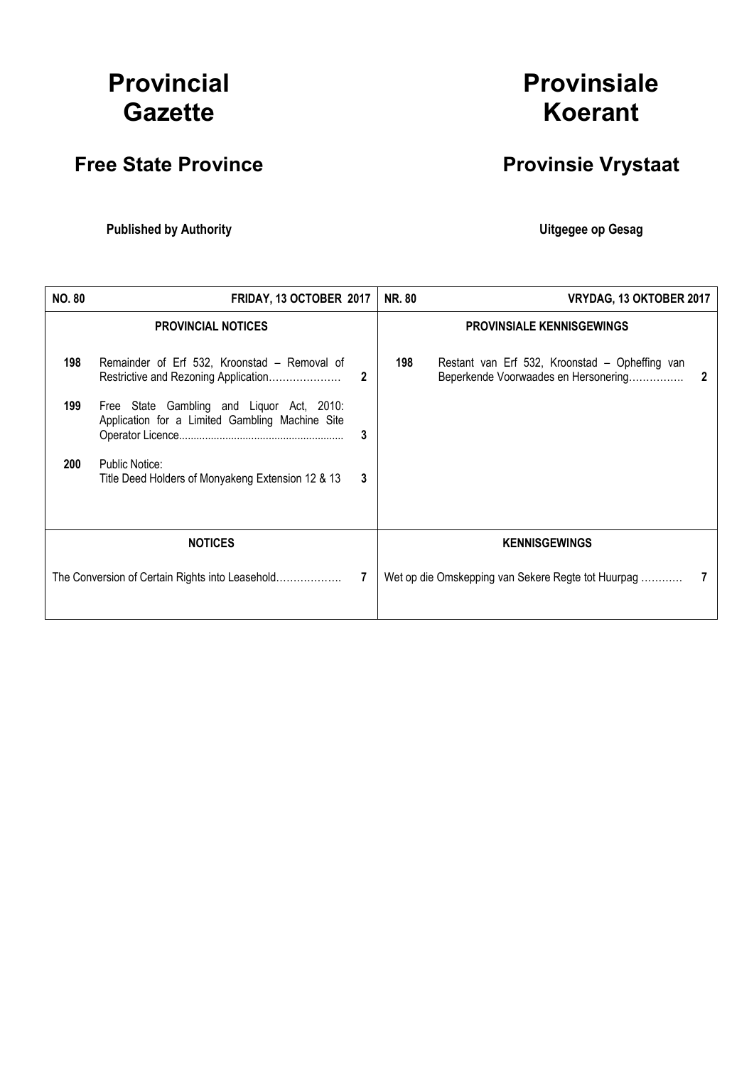# Provincial Gazette

# Provinsiale Koerant

## Free State Province

## Provinsie Vrystaat

**Published by Authority**

**Uitgegee op Gesag**

| **NO. 80** | **FRIDAY, 13 OCTOBER 2017** | | **NR. 80** | **VRYDAG, 13 OKTOBER 2017** | |
|---|---|---|---|---|---|
| **PROVINCIAL NOTICES** | | | **PROVINSIALE KENNISGEWINGS** | | |
| **198** | Remainder of Erf 532, Kroonstad – Removal of Restrictive and Rezoning Application………………… | **2** | **198** | Restant van Erf 532, Kroonstad – Opheffing van Beperkende Voorwaades en Hersonering……………. | **2** |
| **199** | Free State Gambling and Liquor Act, 2010: Application for a Limited Gambling Machine Site Operator Licence........................................................ | **3** | | | |
| **200** | Public Notice: Title Deed Holders of Monyakeng Extension 12 & 13 | **3** | | | |
| **NOTICES** | | | **KENNISGEWINGS** | | |
| The Conversion of Certain Rights into Leasehold………………. | | **7** | Wet op die Omskepping van Sekere Regte tot Huurpag ………… | | **7** |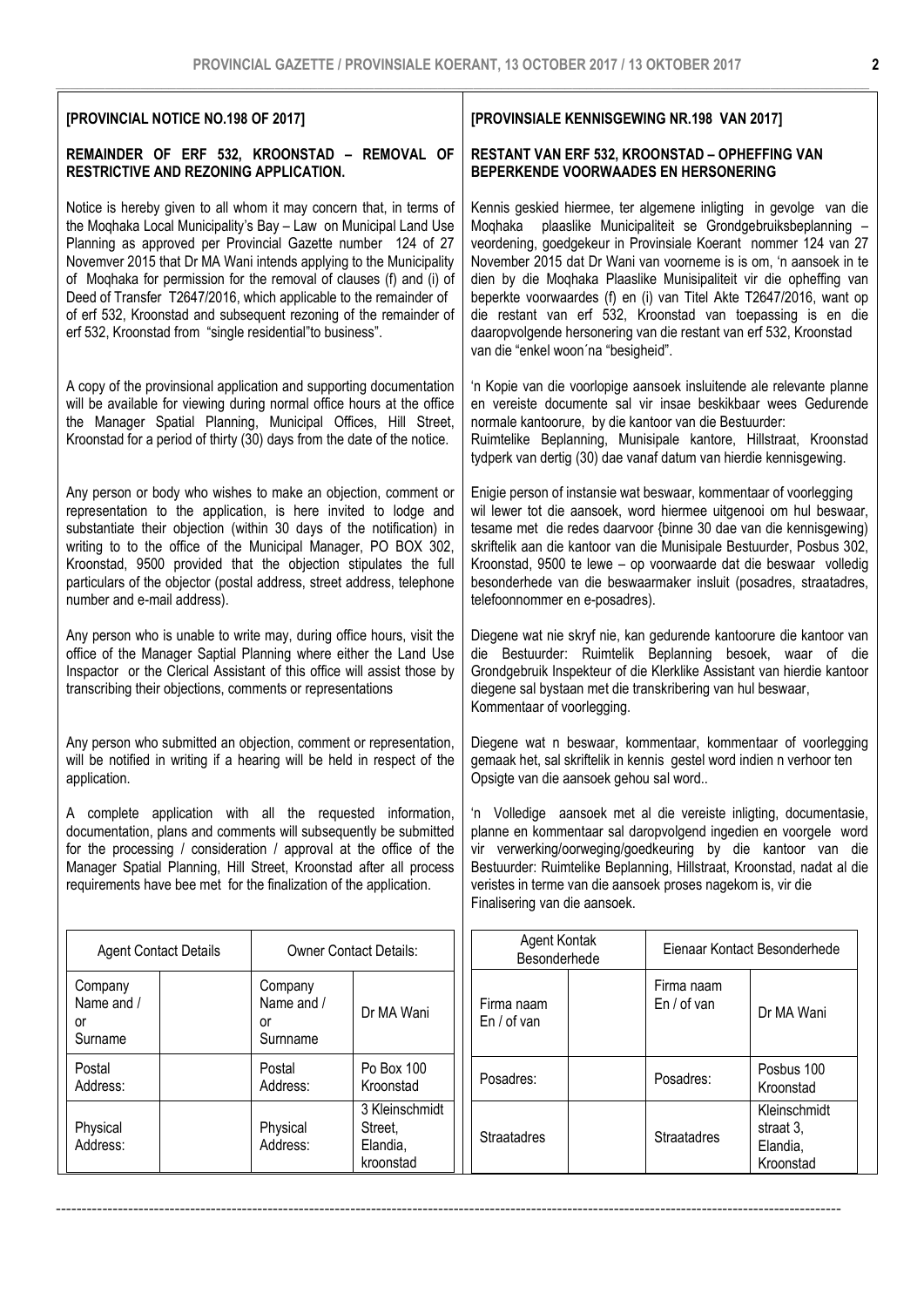**[PROVINCIAL NOTICE NO.198 OF 2017]**

**REMAINDER OF ERF 532, KROONSTAD – REMOVAL OF RESTRICTIVE AND REZONING APPLICATION.**

Notice is hereby given to all whom it may concern that, in terms of the Moqhaka Local Municipality's Bay – Law on Municipal Land Use Planning as approved per Provincial Gazette number 124 of 27 Novemver 2015 that Dr MA Wani intends applying to the Municipality of Moqhaka for permission for the removal of clauses (f) and (i) of Deed of Transfer T2647/2016, which applicable to the remainder of of erf 532, Kroonstad and subsequent rezoning of the remainder of erf 532, Kroonstad from "single residential"to business".

A copy of the provinsional application and supporting documentation will be available for viewing during normal office hours at the office the Manager Spatial Planning, Municipal Offices, Hill Street, Kroonstad for a period of thirty (30) days from the date of the notice.

Any person or body who wishes to make an objection, comment or representation to the application, is here invited to lodge and substantiate their objection (within 30 days of the notification) in writing to to the office of the Municipal Manager, PO BOX 302, Kroonstad, 9500 provided that the objection stipulates the full particulars of the objector (postal address, street address, telephone number and e-mail address).

Any person who is unable to write may, during office hours, visit the office of the Manager Saptial Planning where either the Land Use Inspactor or the Clerical Assistant of this office will assist those by transcribing their objections, comments or representations

Any person who submitted an objection, comment or representation, will be notified in writing if a hearing will be held in respect of the application.

A complete application with all the requested information, documentation, plans and comments will subsequently be submitted for the processing / consideration / approval at the office of the Manager Spatial Planning, Hill Street, Kroonstad after all process requirements have bee met for the finalization of the application.

| Agent Contact Details | | Owner Contact Details: | |
|---|---|---|---|
| Company Name and / or Surname | | Company Name and / or Surnname | Dr MA Wani |
| Postal Address: | | Postal Address: | Po Box 100 Kroonstad |
| Physical Address: | | Physical Address: | 3 Kleinschmidt Street, Elandia, kroonstad |

**[PROVINSIALE KENNISGEWING NR.198 VAN 2017]**

**RESTANT VAN ERF 532, KROONSTAD – OPHEFFING VAN BEPERKENDE VOORWAADES EN HERSONERING**

Kennis geskied hiermee, ter algemene inligting in gevolge van die Moqhaka plaaslike Municipaliteit se Grondgebruiksbeplanning – veordening, goedgekeur in Provinsiale Koerant nommer 124 van 27 November 2015 dat Dr Wani van vooreme is is om, 'n aansoek in te dien by die Moqhaka Plaaslike Munisipaliteit vir die opheffing van beperkte voorwaardes (f) en (i) van Titel Akte T2647/2016, want op die restant van erf 532, Kroonstad van toepassing is en die daaropvolgende hersonering van die restant van erf 532, Kroonstad van die "enkel woon´na "besigheid".

'n Kopie van die voorlopige aansoek insluitende ale relevante planne en vereiste documente sal vir insae beskikbaar wees Gedurende normale kantoorure, by die kantoor van die Bestuurder: Ruimtelike Beplanning, Munisipale kantore, Hillstraat, Kroonstad tydperk van dertig (30) dae vanaf datum van hierdie kennisgewing.

Enigie person of instansie wat beswaar, kommentaar of voorlegging wil lewer tot die aansoek, word hiermee uitgenooi om hul beswaar, tesame met die redes daarvoor {binne 30 dae van die kennisgewing) skriftelik aan die kantoor van die Munisipale Bestuurder, Posbus 302, Kroonstad, 9500 te lewe – op voorwaarde dat die beswaar volledig besonderhede van die beswaarmaker insluit (posadres, straatadres, telefoonnommer en e-posadres).

Diegene wat nie skryf nie, kan gedurende kantoorure die kantoor van die Bestuurder: Ruimtelik Beplanning besoek, waar of die Grondgebruik Inspekteur of die Klerklike Assistant van hierdie kantoor diegene sal bystaan met die transkribering van hul beswaar, Kommentaar of voorlegging.

Diegene wat n beswaar, kommentaar, kommentaar of voorlegging gemaak het, sal skriftelik in kennis gestel word indien n verhoor ten Opsigte van die aansoek gehou sal word..

'n Volledige aansoek met al die vereiste inligting, documentasie, planne en kommentaar sal daropvolgend ingedien en voorgele word vir verwerking/oorweging/goedkeuring by die kantoor van die Bestuurder: Ruimtelike Beplanning, Hillstraat, Kroonstad, nadat al die veristes in terme van die aansoek proses nagekom is, vir die Finalisering van die aansoek.

| Agent Kontak Besonderhede | | Eienaar Kontact Besonderhede | |
|---|---|---|---|
| Firma naam En / of van | | Firma naam En / of van | Dr MA Wani |
| Posadres: | | Posadres: | Posbus 100 Kroonstad |
| Straatadres | | Straatadres | Kleinschmidt straat 3, Elandia, Kroonstad |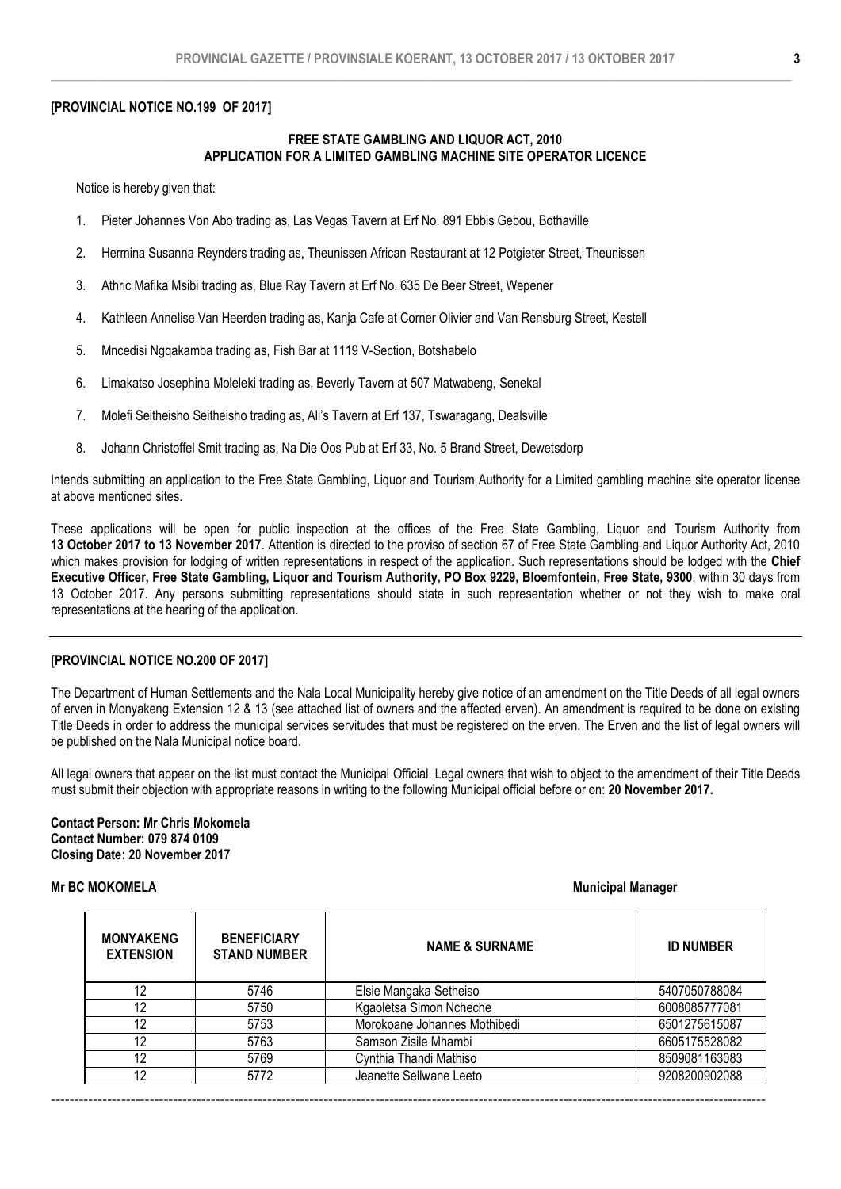**[PROVINCIAL NOTICE NO.199 OF 2017]**

**FREE STATE GAMBLING AND LIQUOR ACT, 2010**
**APPLICATION FOR A LIMITED GAMBLING MACHINE SITE OPERATOR LICENCE**

Notice is hereby given that:

1. Pieter Johannes Von Abo trading as, Las Vegas Tavern at Erf No. 891 Ebbis Gebou, Bothaville
2. Hermina Susanna Reynders trading as, Theunissen African Restaurant at 12 Potgieter Street, Theunissen
3. Athric Mafika Msibi trading as, Blue Ray Tavern at Erf No. 635 De Beer Street, Wepener
4. Kathleen Annelise Van Heerden trading as, Kanja Cafe at Corner Olivier and Van Rensburg Street, Kestell
5. Mncedisi Ngqakamba trading as, Fish Bar at 1119 V-Section, Botshabelo
6. Limakatso Josephina Moleleki trading as, Beverly Tavern at 507 Matwabeng, Senekal
7. Molefi Seitheisho Seitheisho trading as, Ali's Tavern at Erf 137, Tswaragang, Dealsville
8. Johann Christoffel Smit trading as, Na Die Oos Pub at Erf 33, No. 5 Brand Street, Dewetsdorp

Intends submitting an application to the Free State Gambling, Liquor and Tourism Authority for a Limited gambling machine site operator license at above mentioned sites.

These applications will be open for public inspection at the offices of the Free State Gambling, Liquor and Tourism Authority from **13 October 2017 to 13 November 2017**. Attention is directed to the proviso of section 67 of Free State Gambling and Liquor Authority Act, 2010 which makes provision for lodging of written representations in respect of the application. Such representations should be lodged with the **Chief Executive Officer, Free State Gambling, Liquor and Tourism Authority, PO Box 9229, Bloemfontein, Free State, 9300**, within 30 days from 13 October 2017. Any persons submitting representations should state in such representation whether or not they wish to make oral representations at the hearing of the application.

---

**[PROVINCIAL NOTICE NO.200 OF 2017]**

The Department of Human Settlements and the Nala Local Municipality hereby give notice of an amendment on the Title Deeds of all legal owners of erven in Monyakeng Extension 12 & 13 (see attached list of owners and the affected erven). An amendment is required to be done on existing Title Deeds in order to address the municipal services servitudes that must be registered on the erven. The Erven and the list of legal owners will be published on the Nala Municipal notice board.

All legal owners that appear on the list must contact the Municipal Official. Legal owners that wish to object to the amendment of their Title Deeds must submit their objection with appropriate reasons in writing to the following Municipal official before or on: **20 November 2017.**

**Contact Person: Mr Chris Mokomela**
**Contact Number: 079 874 0109**
**Closing Date: 20 November 2017**

**Mr BC MOKOMELA** **Municipal Manager**

| MONYAKENG EXTENSION | BENEFICIARY STAND NUMBER | NAME & SURNAME | ID NUMBER |
|---|---|---|---|
| 12 | 5746 | Elsie Mangaka Setheiso | 5407050788084 |
| 12 | 5750 | Kgaoletsa Simon Ncheche | 6008085777081 |
| 12 | 5753 | Morokoane Johannes Mothibedi | 6501275615087 |
| 12 | 5763 | Samson Zisile Mhambi | 6605175528082 |
| 12 | 5769 | Cynthia Thandi Mathiso | 8509081163083 |
| 12 | 5772 | Jeanette Sellwane Leeto | 9208200902088 |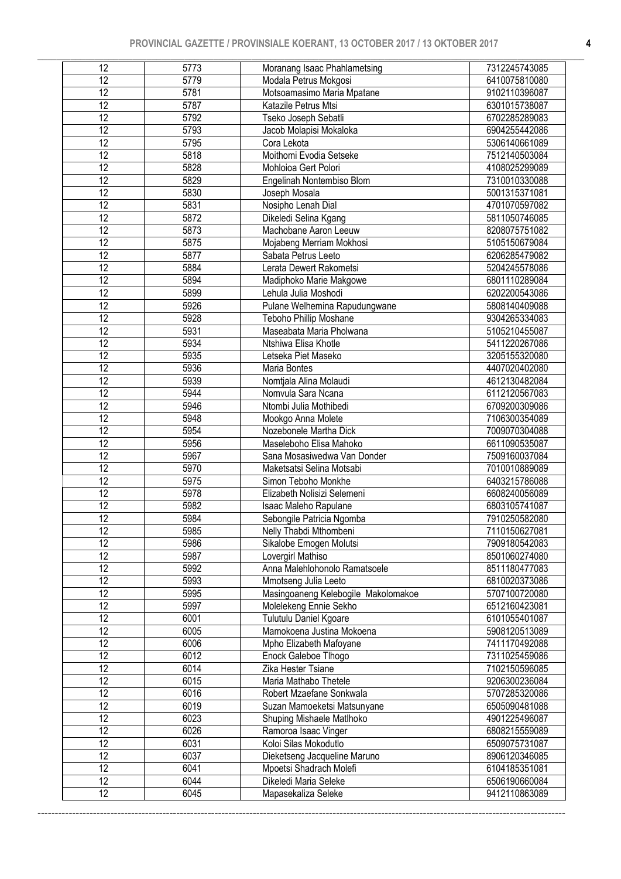| 12 | 5773 | Moranang Isaac Phahlametsing | 7312245743085 |
|---|---|---|---|
| 12 | 5779 | Modala Petrus Mokgosi | 6410075810080 |
| 12 | 5781 | Motsoamasimo Maria Mpatane | 9102110396087 |
| 12 | 5787 | Katazile Petrus Mtsi | 6301015738087 |
| 12 | 5792 | Tseko Joseph Sebatli | 6702285289083 |
| 12 | 5793 | Jacob Molapisi Mokaloka | 6904255442086 |
| 12 | 5795 | Cora Lekota | 5306140661089 |
| 12 | 5818 | Moithomi Evodia Setseke | 7512140503084 |
| 12 | 5828 | Mohloioa Gert Polori | 4108025299089 |
| 12 | 5829 | Engelinah Nontembiso Blom | 7310010330088 |
| 12 | 5830 | Joseph Mosala | 5001315371081 |
| 12 | 5831 | Nosipho Lenah Dial | 4701070597082 |
| 12 | 5872 | Dikeledi Selina Kgang | 5811050746085 |
| 12 | 5873 | Machobane Aaron Leeuw | 8208075751082 |
| 12 | 5875 | Mojabeng Merriam Mokhosi | 5105150679084 |
| 12 | 5877 | Sabata Petrus Leeto | 6206285479082 |
| 12 | 5884 | Lerata Dewert Rakometsi | 5204245578086 |
| 12 | 5894 | Madiphoko Marie Makgowe | 6801110289084 |
| 12 | 5899 | Lehula Julia Moshodi | 6202200543086 |
| 12 | 5926 | Pulane Welhemina Rapudungwane | 5808140409088 |
| 12 | 5928 | Teboho Phillip Moshane | 9304265334083 |
| 12 | 5931 | Maseabata Maria Pholwana | 5105210455087 |
| 12 | 5934 | Ntshiwa Elisa Khotle | 5411220267086 |
| 12 | 5935 | Letseka Piet Maseko | 3205155320080 |
| 12 | 5936 | Maria Bontes | 4407020402080 |
| 12 | 5939 | Nomtjala Alina Molaudi | 4612130482084 |
| 12 | 5944 | Nomvula Sara Ncana | 6112120567083 |
| 12 | 5946 | Ntombi Julia Mothibedi | 6709200309086 |
| 12 | 5948 | Mookgo Anna Molete | 7106300354089 |
| 12 | 5954 | Nozebonele Martha Dick | 7009070304088 |
| 12 | 5956 | Maseleboho Elisa Mahoko | 6611090535087 |
| 12 | 5967 | Sana Mosasiwedwa Van Donder | 7509160037084 |
| 12 | 5970 | Maketsatsi Selina Motsabi | 7010010889089 |
| 12 | 5975 | Simon Teboho Monkhe | 6403215786088 |
| 12 | 5978 | Elizabeth Nolisizi Selemeni | 6608240056089 |
| 12 | 5982 | Isaac Maleho Rapulane | 6803105741087 |
| 12 | 5984 | Sebongile Patricia Ngomba | 7910250582080 |
| 12 | 5985 | Nelly Thabdi Mthombeni | 7110150627081 |
| 12 | 5986 | Sikalobe Emogen Molutsi | 7909180542083 |
| 12 | 5987 | Lovergirl Mathiso | 8501060274080 |
| 12 | 5992 | Anna Malehlohonolo Ramatsoele | 8511180477083 |
| 12 | 5993 | Mmotseng Julia Leeto | 6810020373086 |
| 12 | 5995 | Masingoaneng Kelebogile Makolomakoe | 5707100720080 |
| 12 | 5997 | Molelekeng Ennie Sekho | 6512160423081 |
| 12 | 6001 | Tulutulu Daniel Kgoare | 6101055401087 |
| 12 | 6005 | Mamokoena Justina Mokoena | 5908120513089 |
| 12 | 6006 | Mpho Elizabeth Mafoyane | 7411170492088 |
| 12 | 6012 | Enock Galeboe Tlhogo | 7311025459086 |
| 12 | 6014 | Zika Hester Tsiane | 7102150596085 |
| 12 | 6015 | Maria Mathabo Thetele | 9206300236084 |
| 12 | 6016 | Robert Mzaefane Sonkwala | 5707285320086 |
| 12 | 6019 | Suzan Mamoeketsi Matsunyane | 6505090481088 |
| 12 | 6023 | Shuping Mishaele Matlhoko | 4901225496087 |
| 12 | 6026 | Ramoroa Isaac Vinger | 6808215559089 |
| 12 | 6031 | Koloi Silas Mokodutlo | 6509075731087 |
| 12 | 6037 | Dieketseng Jacqueline Maruno | 8906120346085 |
| 12 | 6041 | Mpoetsi Shadrach Molefi | 6104185351081 |
| 12 | 6044 | Dikeledi Maria Seleke | 6506190660084 |
| 12 | 6045 | Mapasekaliza Seleke | 9412110863089 |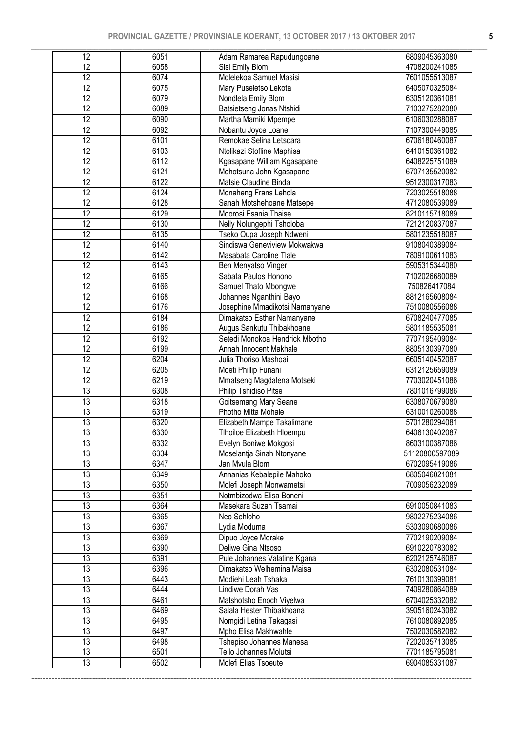| 12 | 6051 | Adam Ramarea Rapudungoane | 6809045363080 |
|---|---|---|---|
| 12 | 6058 | Sisi Emily Blom | 4708200241085 |
| 12 | 6074 | Molelekoa Samuel Masisi | 7601055513087 |
| 12 | 6075 | Mary Puseletso Lekota | 6405070325084 |
| 12 | 6079 | Nondlela Emily Blom | 6305120361081 |
| 12 | 6089 | Batsietseng Jonas Ntshidi | 7103275282080 |
| 12 | 6090 | Martha Mamiki Mpempe | 6106030288087 |
| 12 | 6092 | Nobantu Joyce Loane | 7107300449085 |
| 12 | 6101 | Remokae Selina Letsoara | 6706180460087 |
| 12 | 6103 | Ntolikazi Stofline Maphisa | 6410150361082 |
| 12 | 6112 | Kgasapane William Kgasapane | 6408225751089 |
| 12 | 6121 | Mohotsuna John Kgasapane | 6707135520082 |
| 12 | 6122 | Matsie Claudine Binda | 9512300317083 |
| 12 | 6124 | Monaheng Frans Lehola | 7203025518088 |
| 12 | 6128 | Sanah Motshehoane Matsepe | 4712080539089 |
| 12 | 6129 | Moorosi Esania Thaise | 8210115718089 |
| 12 | 6130 | Nelly Nolungephi Tsholoba | 7212120837087 |
| 12 | 6135 | Tseko Oupa Joseph Ndweni | 5801235518087 |
| 12 | 6140 | Sindiswa Geneviview Mokwakwa | 9108040389084 |
| 12 | 6142 | Masabata Caroline Tlale | 7809100611083 |
| 12 | 6143 | Ben Menyatso Vinger | 5905315344080 |
| 12 | 6165 | Sabata Paulos Honono | 7102026680089 |
| 12 | 6166 | Samuel Thato Mbongwe | 750826417084 |
| 12 | 6168 | Johannes Nganthini Bayo | 8812165608084 |
| 12 | 6176 | Josephine Mmadikotsi Namanyane | 7510080556088 |
| 12 | 6184 | Dimakatso Esther Namanyane | 6708240477085 |
| 12 | 6186 | Augus Sankutu Thibakhoane | 5801185535081 |
| 12 | 6192 | Setedi Monokoa Hendrick Mbotho | 7707195409084 |
| 12 | 6199 | Annah Innocent Makhale | 8805130397080 |
| 12 | 6204 | Julia Thoriso Mashoai | 6605140452087 |
| 12 | 6205 | Moeti Phillip Funani | 6312125659089 |
| 12 | 6219 | Mmatseng Magdalena Motseki | 7703020451086 |
| 13 | 6308 | Philip Tshidiso Pitse | 7801016799086 |
| 13 | 6318 | Goitsemang Mary Seane | 6308070679080 |
| 13 | 6319 | Photho Mitta Mohale | 6310010260088 |
| 13 | 6320 | Elizabeth Mampe Takalimane | 5701280294081 |
| 13 | 6330 | Tlhoiloe Elizabeth Hloempu | 6406130402087 |
| 13 | 6332 | Evelyn Boniwe Mokgosi | 8603100387086 |
| 13 | 6334 | Moselantja Sinah Ntonyane | 51120800597089 |
| 13 | 6347 | Jan Mvula Blom | 6702095419086 |
| 13 | 6349 | Annanias Kebalepile Mahoko | 6805046021081 |
| 13 | 6350 | Molefi Joseph Monwametsi | 7009056232089 |
| 13 | 6351 | Notmbizodwa Elisa Boneni | |
| 13 | 6364 | Masekara Suzan Tsamai | 6910050841083 |
| 13 | 6365 | Neo Sehloho | 9802275234086 |
| 13 | 6367 | Lydia Moduma | 5303090680086 |
| 13 | 6369 | Dipuo Joyce Morake | 7702190209084 |
| 13 | 6390 | Deliwe Gina Ntsoso | 6910220783082 |
| 13 | 6391 | Pule Johannes Valatine Kgana | 6202125746087 |
| 13 | 6396 | Dimakatso Welhemina Maisa | 6302080531084 |
| 13 | 6443 | Modiehi Leah Tshaka | 7610130399081 |
| 13 | 6444 | Lindiwe Dorah Vas | 7409280864089 |
| 13 | 6461 | Matshotsho Enoch Viyelwa | 6704025332082 |
| 13 | 6469 | Salala Hester Thibakhoana | 3905160243082 |
| 13 | 6495 | Nomgidi Letina Takagasi | 7610080892085 |
| 13 | 6497 | Mpho Elisa Makhwahle | 7502030582082 |
| 13 | 6498 | Tshepiso Johannes Manesa | 7202035713085 |
| 13 | 6501 | Tello Johannes Molutsi | 7701185795081 |
| 13 | 6502 | Molefi Elias Tsoeute | 6904085331087 |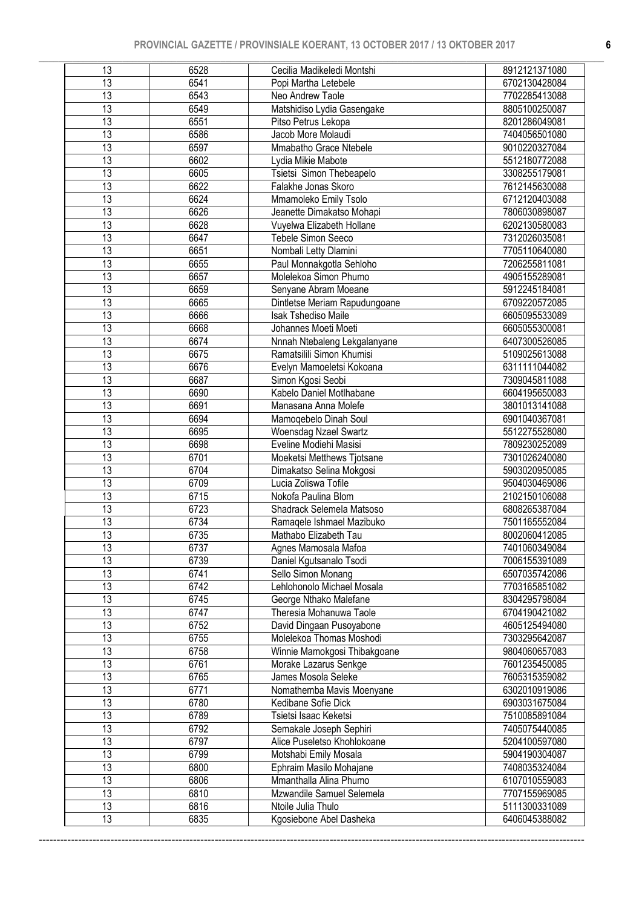| 13 | 6528 | Cecilia Madikeledi Montshi | 8912121371080 |
|---|---|---|---|
| 13 | 6541 | Popi Martha Letebele | 6702130428084 |
| 13 | 6543 | Neo Andrew Taole | 7702285413088 |
| 13 | 6549 | Matshidiso Lydia Gasengake | 8805100250087 |
| 13 | 6551 | Pitso Petrus Lekopa | 8201286049081 |
| 13 | 6586 | Jacob More Molaudi | 7404056501080 |
| 13 | 6597 | Mmabatho Grace Ntebele | 9010220327084 |
| 13 | 6602 | Lydia Mikie Mabote | 5512180772088 |
| 13 | 6605 | Tsietsi Simon Thebeapelo | 3308255179081 |
| 13 | 6622 | Falakhe Jonas Skoro | 7612145630088 |
| 13 | 6624 | Mmamoleko Emily Tsolo | 6712120403088 |
| 13 | 6626 | Jeanette Dimakatso Mohapi | 7806030898087 |
| 13 | 6628 | Vuyelwa Elizabeth Hollane | 6202130580083 |
| 13 | 6647 | Tebele Simon Seeco | 7312026035081 |
| 13 | 6651 | Nombali Letty Dlamini | 7705110640080 |
| 13 | 6655 | Paul Monnakgotla Sehloho | 7206255811081 |
| 13 | 6657 | Molelekoa Simon Phumo | 4905155289081 |
| 13 | 6659 | Senyane Abram Moeane | 5912245184081 |
| 13 | 6665 | Dintletse Meriam Rapudungoane | 6709220572085 |
| 13 | 6666 | Isak Tshediso Maile | 6605095533089 |
| 13 | 6668 | Johannes Moeti Moeti | 6605055300081 |
| 13 | 6674 | Nnnah Ntebaleng Lekgalanyane | 6407300526085 |
| 13 | 6675 | Ramatsilili Simon Khumisi | 5109025613088 |
| 13 | 6676 | Evelyn Mamoeletsi Kokoana | 6311111044082 |
| 13 | 6687 | Simon Kgosi Seobi | 7309045811088 |
| 13 | 6690 | Kabelo Daniel Motlhabane | 6604195650083 |
| 13 | 6691 | Manasana Anna Molefe | 3801013141088 |
| 13 | 6694 | Mamoqebelo Dinah Soul | 6901040367081 |
| 13 | 6695 | Woensdag Nzael Swartz | 5512275528080 |
| 13 | 6698 | Eveline Modiehi Masisi | 7809230252089 |
| 13 | 6701 | Moeketsi Metthews Tjotsane | 7301026240080 |
| 13 | 6704 | Dimakatso Selina Mokgosi | 5903020950085 |
| 13 | 6709 | Lucia Zoliswa Tofile | 9504030469086 |
| 13 | 6715 | Nokofa Paulina Blom | 2102150106088 |
| 13 | 6723 | Shadrack Selemela Matsoso | 6808265387084 |
| 13 | 6734 | Ramaqele Ishmael Mazibuko | 7501165552084 |
| 13 | 6735 | Mathabo Elizabeth Tau | 8002060412085 |
| 13 | 6737 | Agnes Mamosala Mafoa | 7401060349084 |
| 13 | 6739 | Daniel Kgutsanalo Tsodi | 7006155391089 |
| 13 | 6741 | Sello Simon Monang | 6507035742086 |
| 13 | 6742 | Lehlohonolo Michael Mosala | 7703165851082 |
| 13 | 6745 | George Nthako Malefane | 8304295798084 |
| 13 | 6747 | Theresia Mohanuwa Taole | 6704190421082 |
| 13 | 6752 | David Dingaan Pusoyabone | 4605125494080 |
| 13 | 6755 | Molelekoa Thomas Moshodi | 7303295642087 |
| 13 | 6758 | Winnie Mamokgosi Thibakgoane | 9804060657083 |
| 13 | 6761 | Morake Lazarus Senkge | 7601235450085 |
| 13 | 6765 | James Mosola Seleke | 7605315359082 |
| 13 | 6771 | Nomathemba Mavis Moenyane | 6302010919086 |
| 13 | 6780 | Kedibane Sofie Dick | 6903031675084 |
| 13 | 6789 | Tsietsi Isaac Keketsi | 7510085891084 |
| 13 | 6792 | Semakale Joseph Sephiri | 7405075440085 |
| 13 | 6797 | Alice Puseletso Khohlokoane | 5204100597080 |
| 13 | 6799 | Motshabi Emily Mosala | 5904190304087 |
| 13 | 6800 | Ephraim Masilo Mohajane | 7408035324084 |
| 13 | 6806 | Mmanthalla Alina Phumo | 6107010559083 |
| 13 | 6810 | Mzwandile Samuel Selemela | 7707155969085 |
| 13 | 6816 | Ntoile Julia Thulo | 5111300331089 |
| 13 | 6835 | Kgosiebone Abel Dasheka | 6406045388082 |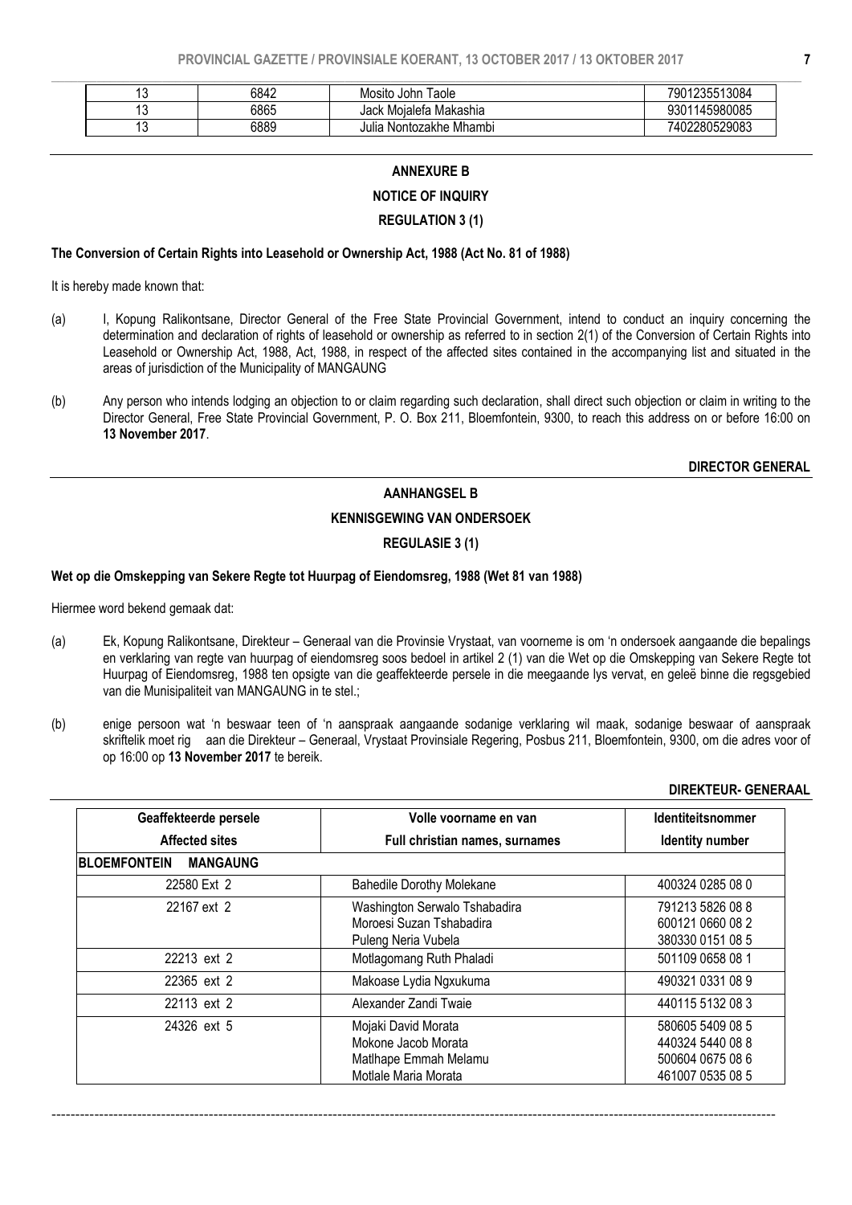| 13 | 6842 | Mosito John Taole | 7901235513084 |
|---|---|---|---|
| 13 | 6865 | Jack Mojalefa Makashia | 9301145980085 |
| 13 | 6889 | Julia Nontozakhe Mhambi | 7402280529083 |

## ANNEXURE B

### NOTICE OF INQUIRY

### REGULATION 3 (1)

**The Conversion of Certain Rights into Leasehold or Ownership Act, 1988 (Act No. 81 of 1988)**

It is hereby made known that:

(a) I, Kopung Ralikontsane, Director General of the Free State Provincial Government, intend to conduct an inquiry concerning the determination and declaration of rights of leasehold or ownership as referred to in section 2(1) of the Conversion of Certain Rights into Leasehold or Ownership Act, 1988, Act, 1988, in respect of the affected sites contained in the accompanying list and situated in the areas of jurisdiction of the Municipality of MANGAUNG

(b) Any person who intends lodging an objection to or claim regarding such declaration, shall direct such objection or claim in writing to the Director General, Free State Provincial Government, P. O. Box 211, Bloemfontein, 9300, to reach this address on or before 16:00 on **13 November 2017**.

**DIRECTOR GENERAL**

## AANHANGSEL B

### KENNISGEWING VAN ONDERSOEK

### REGULASIE 3 (1)

**Wet op die Omskepping van Sekere Regte tot Huurpag of Eiendomsreg, 1988 (Wet 81 van 1988)**

Hiermee word bekend gemaak dat:

(a) Ek, Kopung Ralikontsane, Direkteur – Generaal van die Provinsie Vrystaat, van voorneme is om 'n ondersoek aangaande die bepalings en verklaring van regte van huurpag of eiendomsreg soos bedoel in artikel 2 (1) van die Wet op die Omskepping van Sekere Regte tot Huurpag of Eiendomsreg, 1988 ten opsigte van die geaffekteerde persele in die meegaande lys vervat, en geleë binne die regsgebied van die Munisipaliteit van MANGAUNG in te stel.;

(b) enige persoon wat 'n beswaar teen of 'n aanspraak aangaande sodanige verklaring wil maak, sodanige beswaar of aanspraak skriftelik moet rig aan die Direkteur – Generaal, Vrystaat Provinsiale Regering, Posbus 211, Bloemfontein, 9300, om die adres voor of op 16:00 op **13 November 2017** te bereik.

**DIREKTEUR- GENERAAL**

| Geaffekteerde persele<br>Affected sites | Volle voorname en van<br>Full christian names, surnames | Identiteitsnommer<br>Identity number |
|---|---|---|
| **BLOEMFONTEIN MANGAUNG** | | |
| 22580 Ext 2 | Bahedile Dorothy Molekane | 400324 0285 08 0 |
| 22167 ext 2 | Washington Serwalo Tshabadira<br>Moroesi Suzan Tshabadira<br>Puleng Neria Vubela | 791213 5826 08 8<br>600121 0660 08 2<br>380330 0151 08 5 |
| 22213 ext 2 | Motlagomang Ruth Phaladi | 501109 0658 08 1 |
| 22365 ext 2 | Makoase Lydia Ngxukuma | 490321 0331 08 9 |
| 22113 ext 2 | Alexander Zandi Twaie | 440115 5132 08 3 |
| 24326 ext 5 | Mojaki David Morata<br>Mokone Jacob Morata<br>Matlhape Emmah Melamu<br>Motlale Maria Morata | 580605 5409 08 5<br>440324 5440 08 8<br>500604 0675 08 6<br>461007 0535 08 5 |

---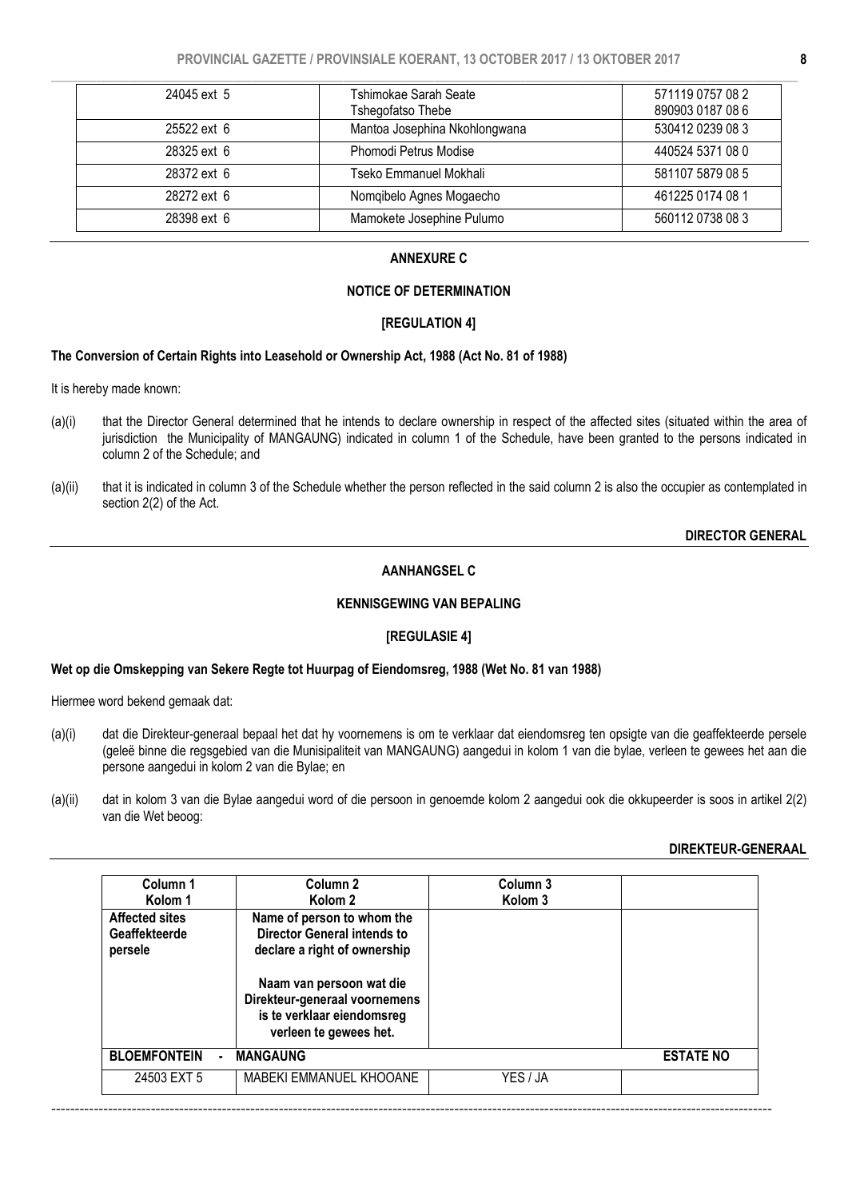| | | |
|---|---|---|
| 24045 ext 5 | Tshimokae Sarah Seate<br>Tshegofatso Thebe | 571119 0757 08 2<br>890903 0187 08 6 |
| 25522 ext 6 | Mantoa Josephina Nkohlongwana | 530412 0239 08 3 |
| 28325 ext 6 | Phomodi Petrus Modise | 440524 5371 08 0 |
| 28372 ext 6 | Tseko Emmanuel Mokhali | 581107 5879 08 5 |
| 28272 ext 6 | Nomqibelo Agnes Mogaecho | 461225 0174 08 1 |
| 28398 ext 6 | Mamokete Josephine Pulumo | 560112 0738 08 3 |

## ANNEXURE C

### NOTICE OF DETERMINATION

### [REGULATION 4]

**The Conversion of Certain Rights into Leasehold or Ownership Act, 1988 (Act No. 81 of 1988)**

It is hereby made known:

(a)(i) that the Director General determined that he intends to declare ownership in respect of the affected sites (situated within the area of jurisdiction the Municipality of MANGAUNG) indicated in column 1 of the Schedule, have been granted to the persons indicated in column 2 of the Schedule; and

(a)(ii) that it is indicated in column 3 of the Schedule whether the person reflected in the said column 2 is also the occupier as contemplated in section 2(2) of the Act.

**DIRECTOR GENERAL**

## AANHANGSEL C

### KENNISGEWING VAN BEPALING

### [REGULASIE 4]

**Wet op die Omskepping van Sekere Regte tot Huurpag of Eiendomsreg, 1988 (Wet No. 81 van 1988)**

Hiermee word bekend gemaak dat:

(a)(i) dat die Direkteur-generaal bepaal het dat hy voornemens is om te verklaar dat eiendomsreg ten opsigte van die geaffekteerde persele (geleë binne die regsgebied van die Munisipaliteit van MANGAUNG) aangedui in kolom 1 van die bylae, verleen te gewees het aan die persone aangedui in kolom 2 van die Bylae; en

(a)(ii) dat in kolom 3 van die Bylae aangedui word of die persoon in genoemde kolom 2 aangedui ook die okkupeerder is soos in artikel 2(2) van die Wet beoog:

**DIREKTEUR-GENERAAL**

| Column 1<br>Kolom 1 | Column 2<br>Kolom 2 | Column 3<br>Kolom 3 | |
|---|---|---|---|
| **Affected sites<br>Geaffekteerde persele** | **Name of person to whom the Director General intends to declare a right of ownership<br><br>Naam van persoon wat die Direkteur-generaal voornemens is te verklaar eiendomsreg verleen te gewees het.** | | |
| **BLOEMFONTEIN -** | **MANGAUNG** | | **ESTATE NO** |
| 24503 EXT 5 | MABEKI EMMANUEL KHOOANE | YES / JA | |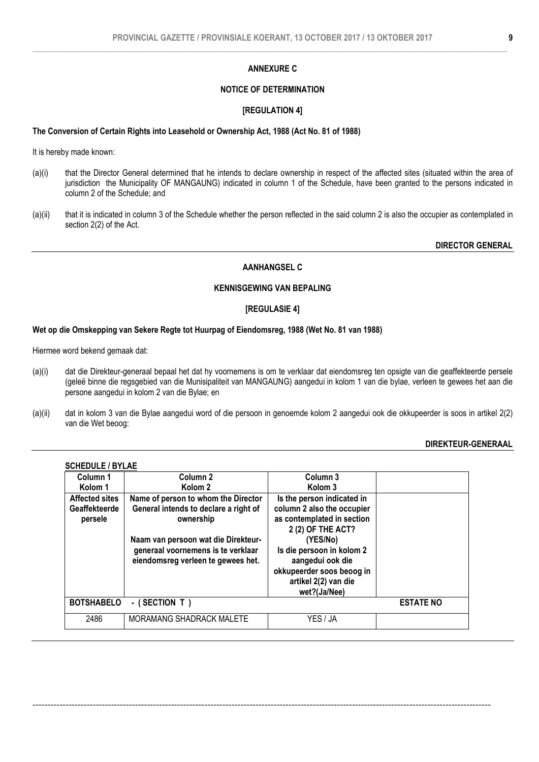## ANNEXURE C

## NOTICE OF DETERMINATION

## [REGULATION 4]

**The Conversion of Certain Rights into Leasehold or Ownership Act, 1988 (Act No. 81 of 1988)**

It is hereby made known:

(a)(i) that the Director General determined that he intends to declare ownership in respect of the affected sites (situated within the area of jurisdiction the Municipality OF MANGAUNG) indicated in column 1 of the Schedule, have been granted to the persons indicated in column 2 of the Schedule; and

(a)(ii) that it is indicated in column 3 of the Schedule whether the person reflected in the said column 2 is also the occupier as contemplated in section 2(2) of the Act.

**DIRECTOR GENERAL**

## AANHANGSEL C

## KENNISGEWING VAN BEPALING

## [REGULASIE 4]

**Wet op die Omskepping van Sekere Regte tot Huurpag of Eiendomsreg, 1988 (Wet No. 81 van 1988)**

Hiermee word bekend gemaak dat:

(a)(i) dat die Direkteur-generaal bepaal het dat hy voornemens is om te verklaar dat eiendomsreg ten opsigte van die geaffekteerde persele (geleë binne die regsgebied van die Munisipaliteit van MANGAUNG) aangedui in kolom 1 van die bylae, verleen te gewees het aan die persone aangedui in kolom 2 van die Bylae; en

(a)(ii) dat in kolom 3 van die Bylae aangedui word of die persoon in genoemde kolom 2 aangedui ook die okkupeerder is soos in artikel 2(2) van die Wet beoog:

**DIREKTEUR-GENERAAL**

**SCHEDULE / BYLAE**

| Column 1<br>Kolom 1 | Column 2<br>Kolom 2 | Column 3<br>Kolom 3 | |
|---|---|---|---|
| **Affected sites Geaffekteerde persele** | **Name of person to whom the Director General intends to declare a right of ownership**<br><br>**Naam van persoon wat die Direkteur-generaal voornemens is te verklaar eiendomsreg verleen te gewees het.** | **Is the person indicated in column 2 also the occupier as contemplated in section 2 (2) OF THE ACT? (YES/No)**<br>**Is die persoon in kolom 2 aangedui ook die okkupeerder soos beoog in artikel 2(2) van die wet?(Ja/Nee)** | |
| **BOTSHABELO** | **- ( SECTION T )** | | **ESTATE NO** |
| 2486 | MORAMANG SHADRACK MALETE | YES / JA | |